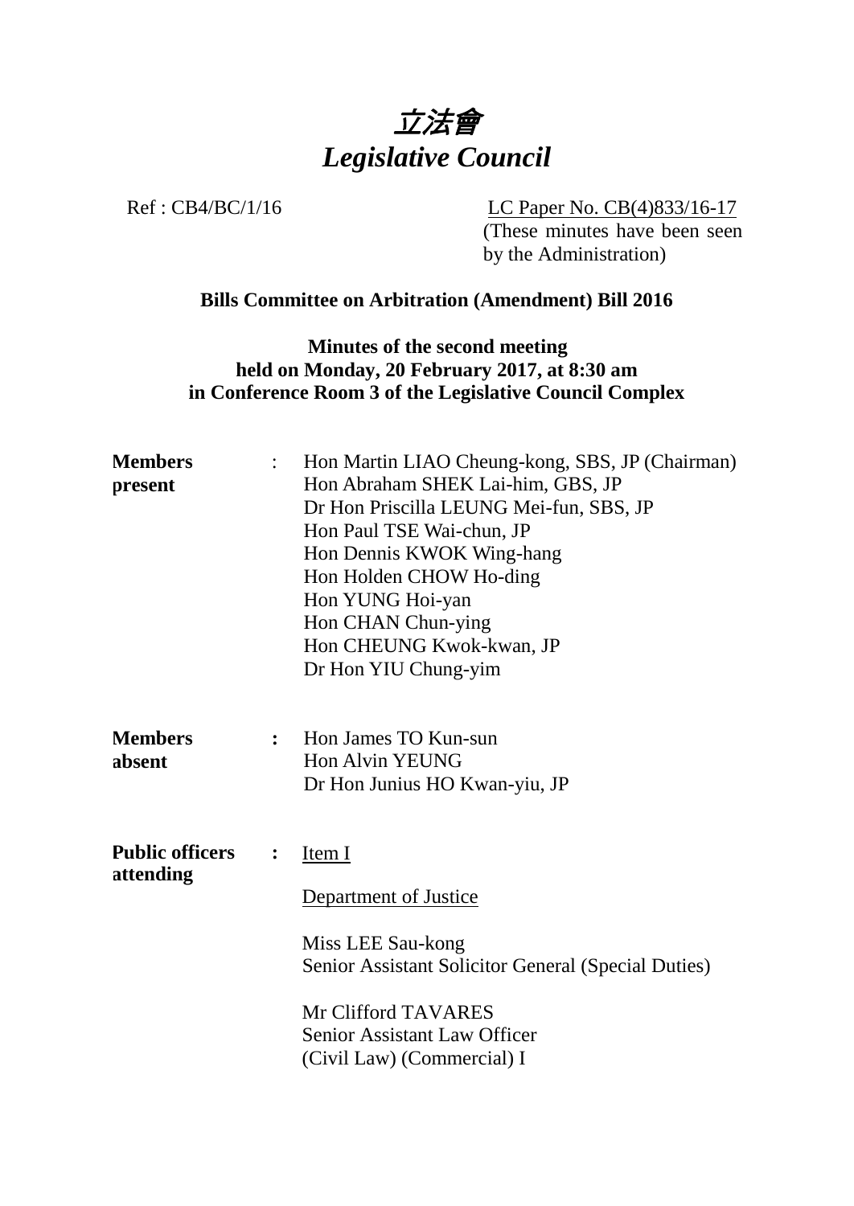# 立法會
# *Legislative Council*

Ref : CB4/BC/1/16

LC Paper No. CB(4)833/16-17
(These minutes have been seen by the Administration)

**Bills Committee on Arbitration (Amendment) Bill 2016**

**Minutes of the second meeting held on Monday, 20 February 2017, at 8:30 am in Conference Room 3 of the Legislative Council Complex**

**Members present** :
Hon Martin LIAO Cheung-kong, SBS, JP (Chairman)
Hon Abraham SHEK Lai-him, GBS, JP
Dr Hon Priscilla LEUNG Mei-fun, SBS, JP
Hon Paul TSE Wai-chun, JP
Hon Dennis KWOK Wing-hang
Hon Holden CHOW Ho-ding
Hon YUNG Hoi-yan
Hon CHAN Chun-ying
Hon CHEUNG Kwok-kwan, JP
Dr Hon YIU Chung-yim

**Members absent** :
Hon James TO Kun-sun
Hon Alvin YEUNG
Dr Hon Junius HO Kwan-yiu, JP

**Public officers attending** :
Item I

Department of Justice

Miss LEE Sau-kong
Senior Assistant Solicitor General (Special Duties)

Mr Clifford TAVARES
Senior Assistant Law Officer
(Civil Law) (Commercial) I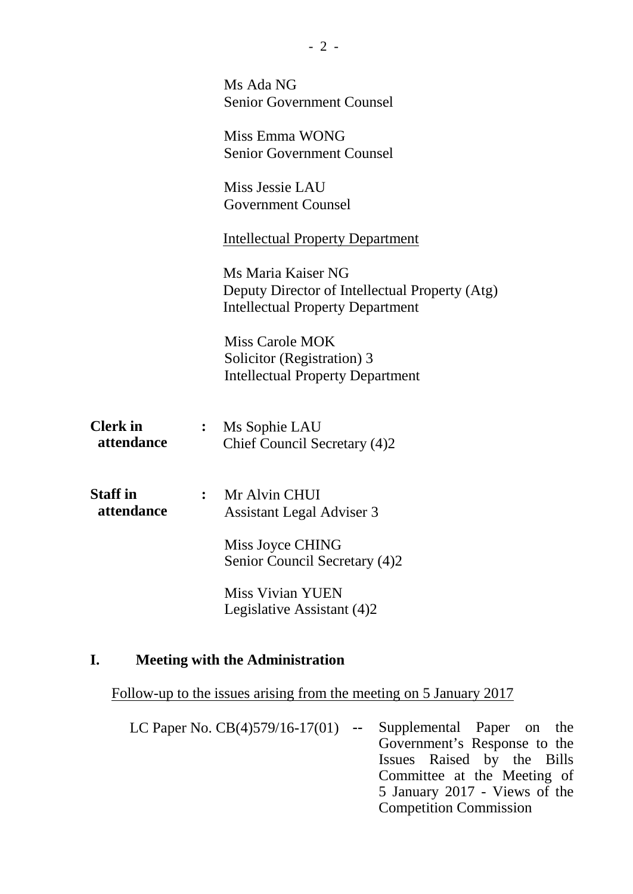Ms Ada NG
Senior Government Counsel

Miss Emma WONG
Senior Government Counsel

Miss Jessie LAU
Government Counsel

<u>Intellectual Property Department</u>

Ms Maria Kaiser NG
Deputy Director of Intellectual Property (Atg)
Intellectual Property Department

Miss Carole MOK
Solicitor (Registration) 3
Intellectual Property Department

**Clerk in attendance** : Ms Sophie LAU
Chief Council Secretary (4)2

**Staff in attendance** : Mr Alvin CHUI
Assistant Legal Adviser 3

Miss Joyce CHING
Senior Council Secretary (4)2

Miss Vivian YUEN
Legislative Assistant (4)2

## I. Meeting with the Administration

<u>Follow-up to the issues arising from the meeting on 5 January 2017</u>

LC Paper No. CB(4)579/16-17(01) -- Supplemental Paper on the Government's Response to the Issues Raised by the Bills Committee at the Meeting of 5 January 2017 - Views of the Competition Commission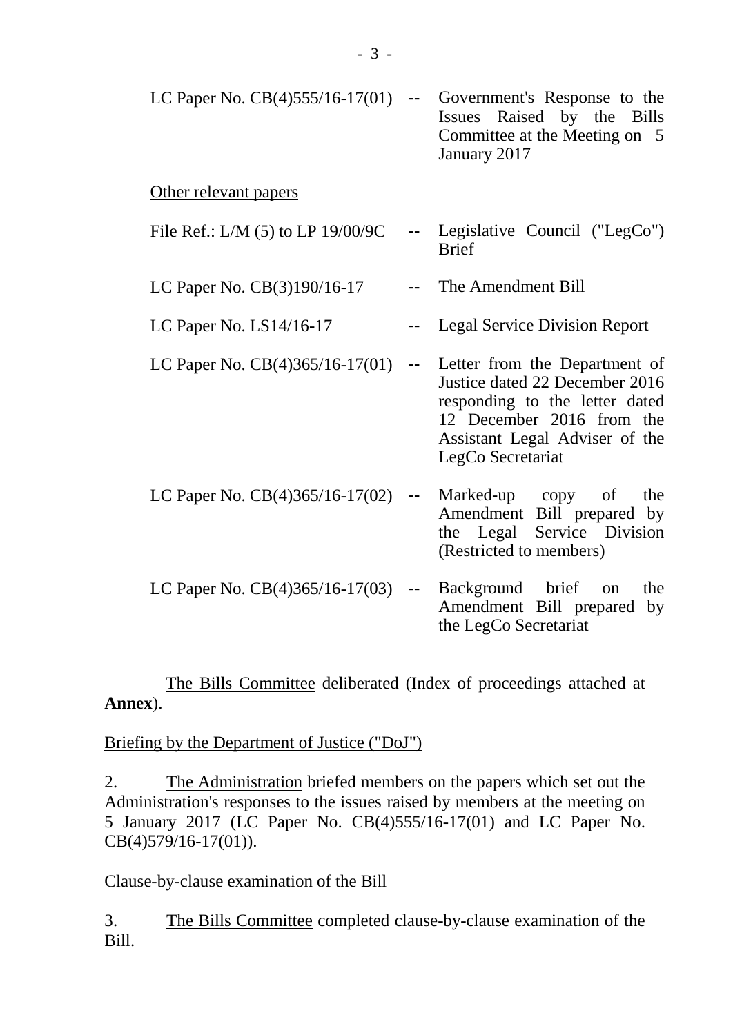LC Paper No. CB(4)555/16-17(01) -- Government's Response to the Issues Raised by the Bills Committee at the Meeting on 5 January 2017

Other relevant papers

File Ref.: L/M (5) to LP 19/00/9C -- Legislative Council ("LegCo") Brief

LC Paper No. CB(3)190/16-17 -- The Amendment Bill

LC Paper No. LS14/16-17 -- Legal Service Division Report

LC Paper No. CB(4)365/16-17(01) -- Letter from the Department of Justice dated 22 December 2016 responding to the letter dated 12 December 2016 from the Assistant Legal Adviser of the LegCo Secretariat

LC Paper No. CB(4)365/16-17(02) -- Marked-up copy of the Amendment Bill prepared by the Legal Service Division (Restricted to members)

LC Paper No. CB(4)365/16-17(03) -- Background brief on the Amendment Bill prepared by the LegCo Secretariat

The Bills Committee deliberated (Index of proceedings attached at **Annex**).

Briefing by the Department of Justice ("DoJ")

2. The Administration briefed members on the papers which set out the Administration's responses to the issues raised by members at the meeting on 5 January 2017 (LC Paper No. CB(4)555/16-17(01) and LC Paper No. CB(4)579/16-17(01)).

Clause-by-clause examination of the Bill

3. The Bills Committee completed clause-by-clause examination of the Bill.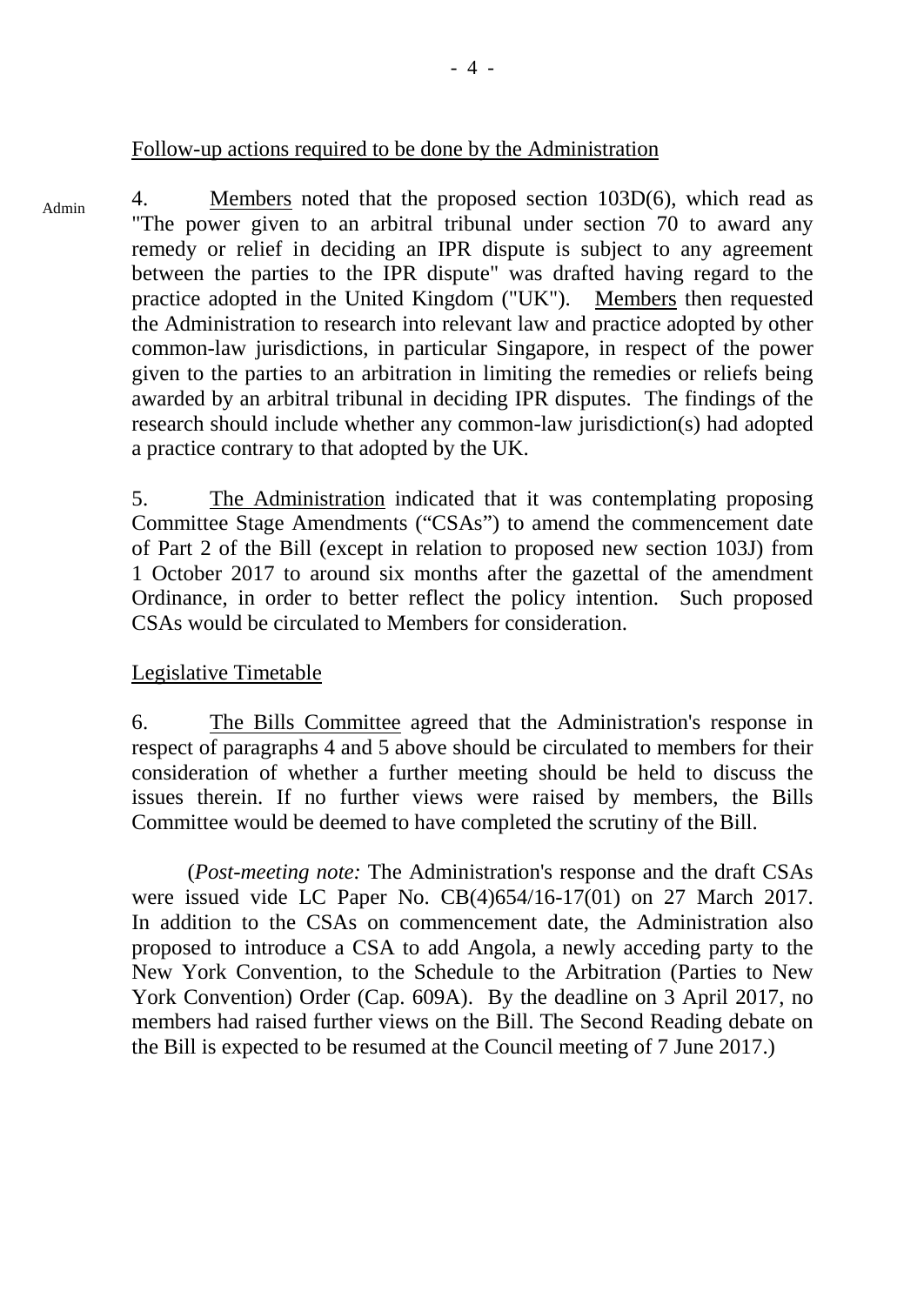Follow-up actions required to be done by the Administration

Admin

4. Members noted that the proposed section 103D(6), which read as "The power given to an arbitral tribunal under section 70 to award any remedy or relief in deciding an IPR dispute is subject to any agreement between the parties to the IPR dispute" was drafted having regard to the practice adopted in the United Kingdom ("UK"). Members then requested the Administration to research into relevant law and practice adopted by other common-law jurisdictions, in particular Singapore, in respect of the power given to the parties to an arbitration in limiting the remedies or reliefs being awarded by an arbitral tribunal in deciding IPR disputes. The findings of the research should include whether any common-law jurisdiction(s) had adopted a practice contrary to that adopted by the UK.

5. The Administration indicated that it was contemplating proposing Committee Stage Amendments ("CSAs") to amend the commencement date of Part 2 of the Bill (except in relation to proposed new section 103J) from 1 October 2017 to around six months after the gazettal of the amendment Ordinance, in order to better reflect the policy intention. Such proposed CSAs would be circulated to Members for consideration.

Legislative Timetable

6. The Bills Committee agreed that the Administration's response in respect of paragraphs 4 and 5 above should be circulated to members for their consideration of whether a further meeting should be held to discuss the issues therein. If no further views were raised by members, the Bills Committee would be deemed to have completed the scrutiny of the Bill.

(*Post-meeting note:* The Administration's response and the draft CSAs were issued vide LC Paper No. CB(4)654/16-17(01) on 27 March 2017. In addition to the CSAs on commencement date, the Administration also proposed to introduce a CSA to add Angola, a newly acceding party to the New York Convention, to the Schedule to the Arbitration (Parties to New York Convention) Order (Cap. 609A). By the deadline on 3 April 2017, no members had raised further views on the Bill. The Second Reading debate on the Bill is expected to be resumed at the Council meeting of 7 June 2017.)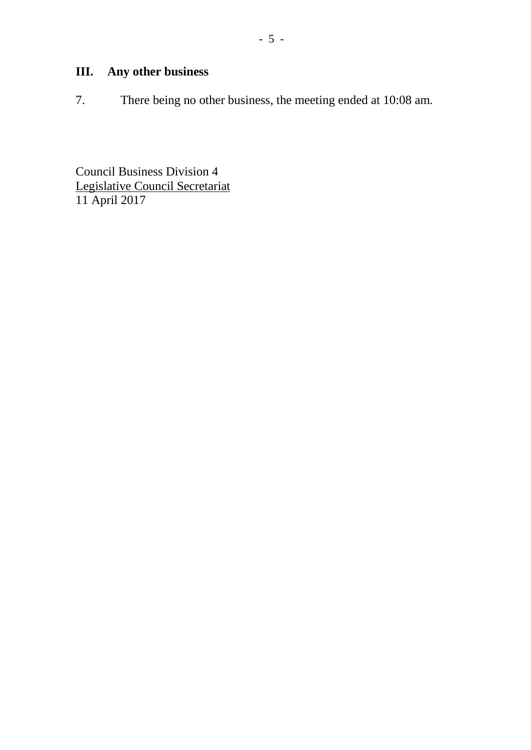## III. Any other business

7. There being no other business, the meeting ended at 10:08 am.

Council Business Division 4
<u>Legislative Council Secretariat</u>
11 April 2017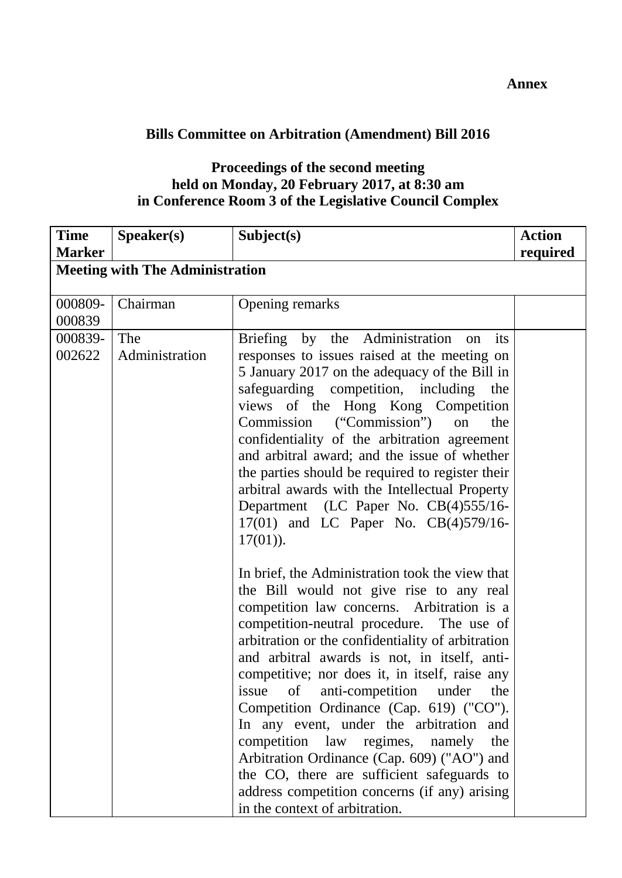**Annex**

**Bills Committee on Arbitration (Amendment) Bill 2016**

**Proceedings of the second meeting**
**held on Monday, 20 February 2017, at 8:30 am**
**in Conference Room 3 of the Legislative Council Complex**

| **Time Marker** | **Speaker(s)** | **Subject(s)** | **Action required** |
|---|---|---|---|
| **Meeting with The Administration** | | | |
| 000809-000839 | Chairman | Opening remarks | |
| 000839-002622 | The Administration | Briefing by the Administration on its responses to issues raised at the meeting on 5 January 2017 on the adequacy of the Bill in safeguarding competition, including the views of the Hong Kong Competition Commission ("Commission") on the confidentiality of the arbitration agreement and arbitral award; and the issue of whether the parties should be required to register their arbitral awards with the Intellectual Property Department (LC Paper No. CB(4)555/16-17(01) and LC Paper No. CB(4)579/16-17(01)).<br><br>In brief, the Administration took the view that the Bill would not give rise to any real competition law concerns. Arbitration is a competition-neutral procedure. The use of arbitration or the confidentiality of arbitration and arbitral awards is not, in itself, anti-competitive; nor does it, in itself, raise any issue of anti-competition under the Competition Ordinance (Cap. 619) ("CO"). In any event, under the arbitration and competition law regimes, namely the Arbitration Ordinance (Cap. 609) ("AO") and the CO, there are sufficient safeguards to address competition concerns (if any) arising in the context of arbitration. | |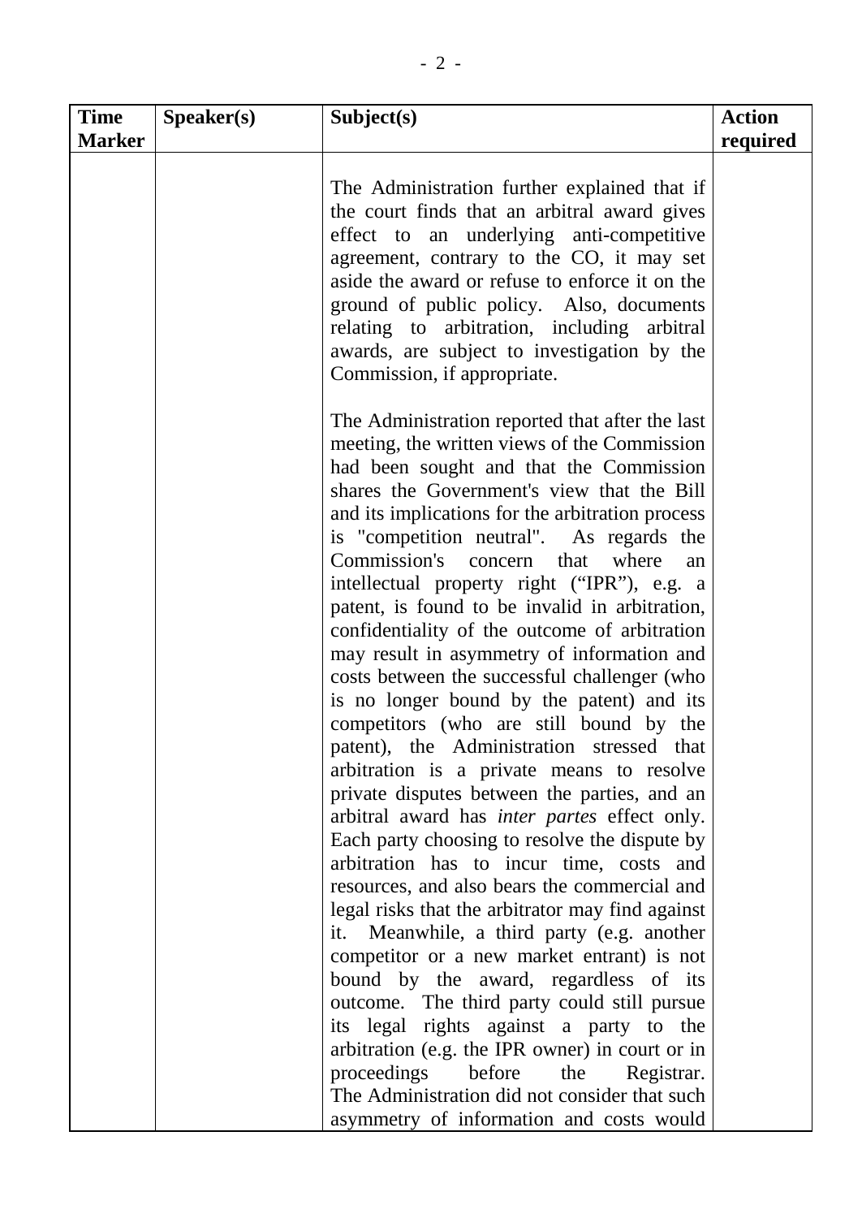| Time Marker | Speaker(s) | Subject(s) | Action required |
|---|---|---|---|
| | | The Administration further explained that if the court finds that an arbitral award gives effect to an underlying anti-competitive agreement, contrary to the CO, it may set aside the award or refuse to enforce it on the ground of public policy. Also, documents relating to arbitration, including arbitral awards, are subject to investigation by the Commission, if appropriate.<br><br>The Administration reported that after the last meeting, the written views of the Commission had been sought and that the Commission shares the Government's view that the Bill and its implications for the arbitration process is "competition neutral". As regards the Commission's concern that where an intellectual property right ("IPR"), e.g. a patent, is found to be invalid in arbitration, confidentiality of the outcome of arbitration may result in asymmetry of information and costs between the successful challenger (who is no longer bound by the patent) and its competitors (who are still bound by the patent), the Administration stressed that arbitration is a private means to resolve private disputes between the parties, and an arbitral award has *inter partes* effect only. Each party choosing to resolve the dispute by arbitration has to incur time, costs and resources, and also bears the commercial and legal risks that the arbitrator may find against it. Meanwhile, a third party (e.g. another competitor or a new market entrant) is not bound by the award, regardless of its outcome. The third party could still pursue its legal rights against a party to the arbitration (e.g. the IPR owner) in court or in proceedings before the Registrar. The Administration did not consider that such asymmetry of information and costs would | |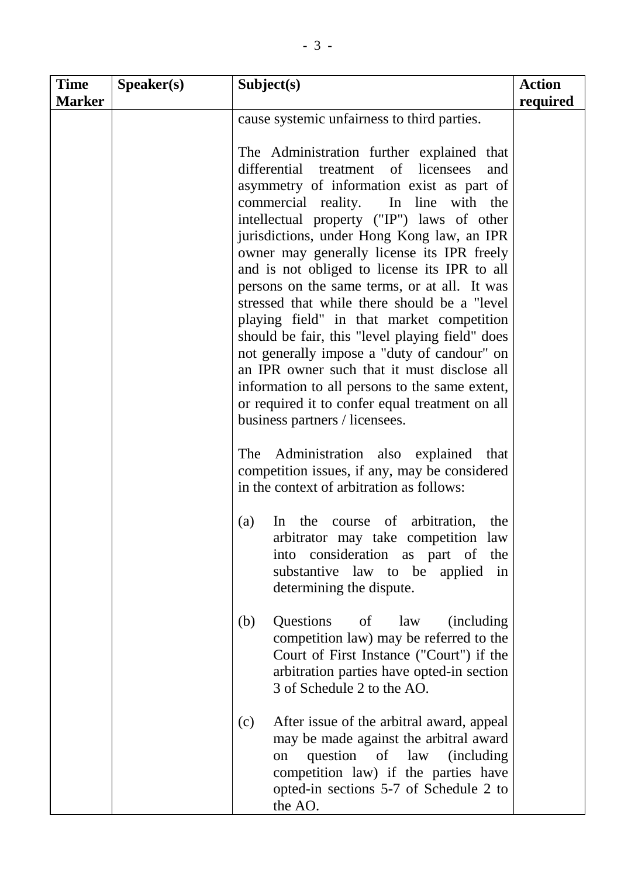| Time Marker | Speaker(s) | Subject(s) | Action required |
|---|---|---|---|
| | | cause systemic unfairness to third parties.<br><br>The Administration further explained that differential treatment of licensees and asymmetry of information exist as part of commercial reality. In line with the intellectual property ("IP") laws of other jurisdictions, under Hong Kong law, an IPR owner may generally license its IPR freely and is not obliged to license its IPR to all persons on the same terms, or at all. It was stressed that while there should be a "level playing field" in that market competition should be fair, this "level playing field" does not generally impose a "duty of candour" on an IPR owner such that it must disclose all information to all persons to the same extent, or required it to confer equal treatment on all business partners / licensees.<br><br>The Administration also explained that competition issues, if any, may be considered in the context of arbitration as follows:<br><br>(a) In the course of arbitration, the arbitrator may take competition law into consideration as part of the substantive law to be applied in determining the dispute.<br><br>(b) Questions of law (including competition law) may be referred to the Court of First Instance ("Court") if the arbitration parties have opted-in section 3 of Schedule 2 to the AO.<br><br>(c) After issue of the arbitral award, appeal may be made against the arbitral award on question of law (including competition law) if the parties have opted-in sections 5-7 of Schedule 2 to the AO. | |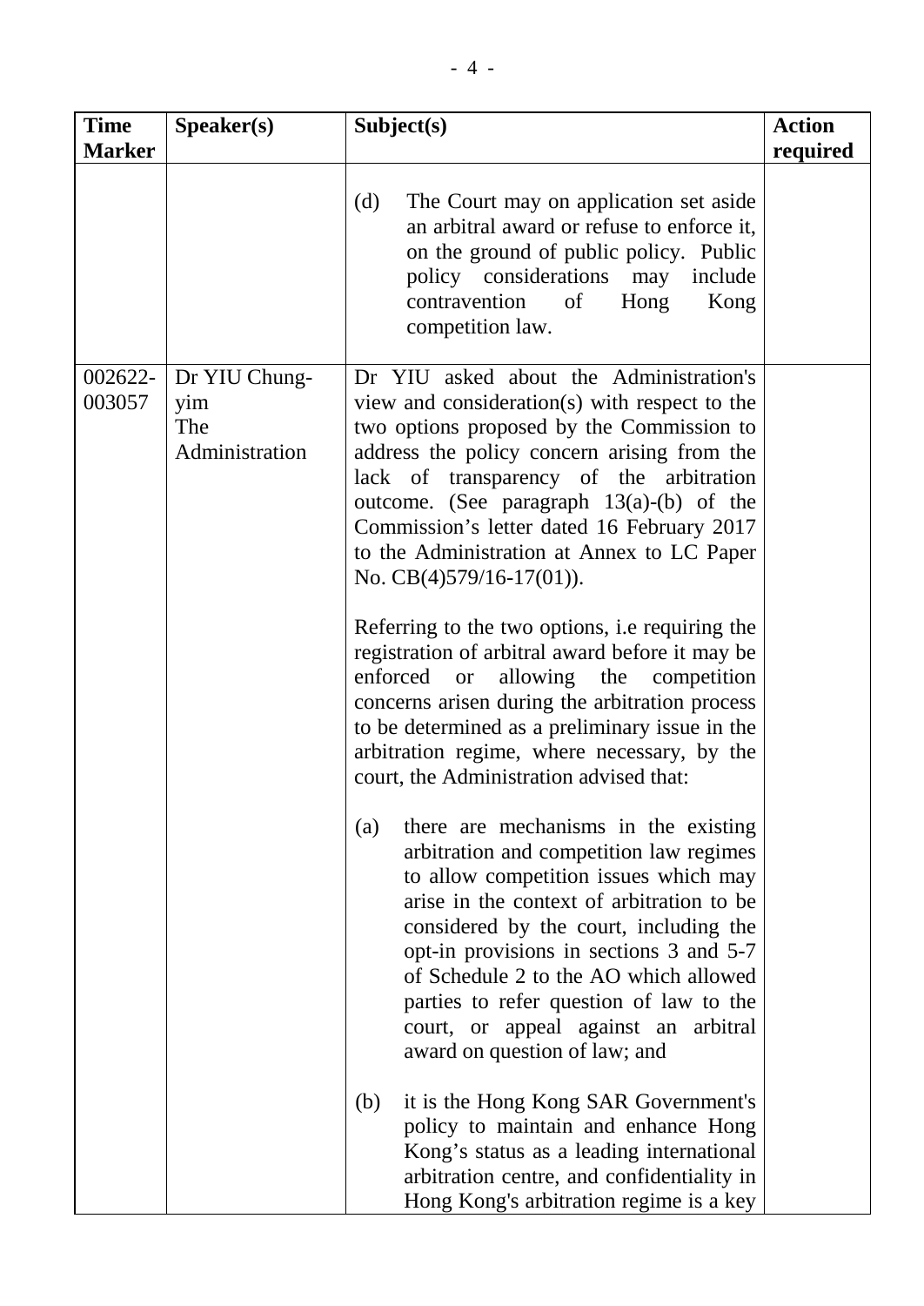| Time Marker | Speaker(s) | Subject(s) | Action required |
|---|---|---|---|
| | | (d) The Court may on application set aside an arbitral award or refuse to enforce it, on the ground of public policy. Public policy considerations may include contravention of Hong Kong competition law. | |
| 002622-003057 | Dr YIU Chung-yim<br>The Administration | Dr YIU asked about the Administration's view and consideration(s) with respect to the two options proposed by the Commission to address the policy concern arising from the lack of transparency of the arbitration outcome. (See paragraph 13(a)-(b) of the Commission's letter dated 16 February 2017 to the Administration at Annex to LC Paper No. CB(4)579/16-17(01)).<br><br>Referring to the two options, i.e requiring the registration of arbitral award before it may be enforced or allowing the competition concerns arisen during the arbitration process to be determined as a preliminary issue in the arbitration regime, where necessary, by the court, the Administration advised that:<br><br>(a) there are mechanisms in the existing arbitration and competition law regimes to allow competition issues which may arise in the context of arbitration to be considered by the court, including the opt-in provisions in sections 3 and 5-7 of Schedule 2 to the AO which allowed parties to refer question of law to the court, or appeal against an arbitral award on question of law; and<br><br>(b) it is the Hong Kong SAR Government's policy to maintain and enhance Hong Kong's status as a leading international arbitration centre, and confidentiality in Hong Kong's arbitration regime is a key | |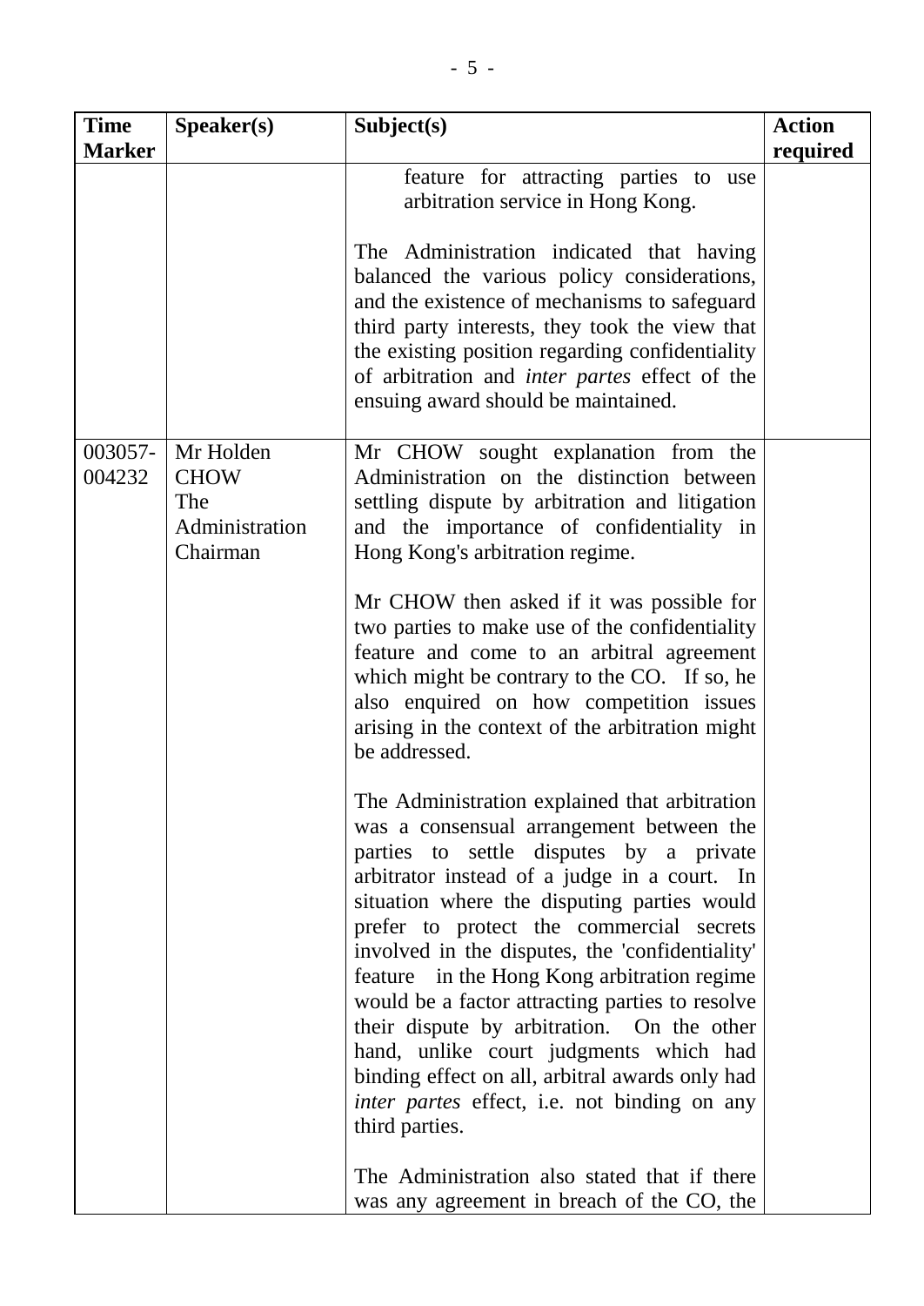| Time Marker | Speaker(s) | Subject(s) | Action required |
| --- | --- | --- | --- |
| | | feature for attracting parties to use arbitration service in Hong Kong.<br><br>The Administration indicated that having balanced the various policy considerations, and the existence of mechanisms to safeguard third party interests, they took the view that the existing position regarding confidentiality of arbitration and *inter partes* effect of the ensuing award should be maintained. | |
| 003057-004232 | Mr Holden CHOW<br>The Administration<br>Chairman | Mr CHOW sought explanation from the Administration on the distinction between settling dispute by arbitration and litigation and the importance of confidentiality in Hong Kong's arbitration regime.<br><br>Mr CHOW then asked if it was possible for two parties to make use of the confidentiality feature and come to an arbitral agreement which might be contrary to the CO. If so, he also enquired on how competition issues arising in the context of the arbitration might be addressed.<br><br>The Administration explained that arbitration was a consensual arrangement between the parties to settle disputes by a private arbitrator instead of a judge in a court. In situation where the disputing parties would prefer to protect the commercial secrets involved in the disputes, the 'confidentiality' feature in the Hong Kong arbitration regime would be a factor attracting parties to resolve their dispute by arbitration. On the other hand, unlike court judgments which had binding effect on all, arbitral awards only had *inter partes* effect, i.e. not binding on any third parties.<br><br>The Administration also stated that if there was any agreement in breach of the CO, the | |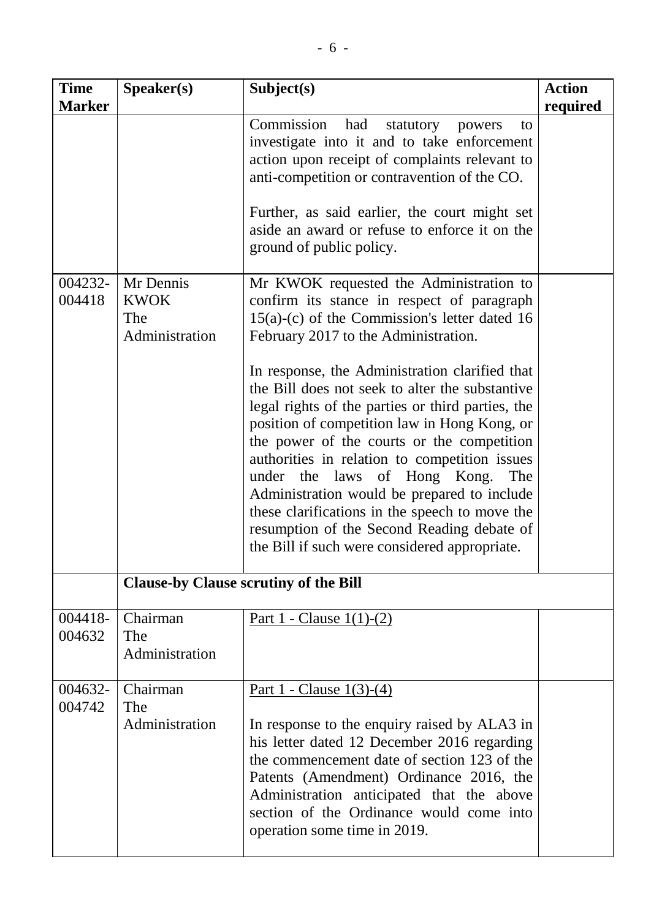| Time Marker | Speaker(s) | Subject(s) | Action required |
|---|---|---|---|
| | | Commission had statutory powers to investigate into it and to take enforcement action upon receipt of complaints relevant to anti-competition or contravention of the CO.<br><br>Further, as said earlier, the court might set aside an award or refuse to enforce it on the ground of public policy. | |
| 004232-004418 | Mr Dennis KWOK<br>The Administration | Mr KWOK requested the Administration to confirm its stance in respect of paragraph 15(a)-(c) of the Commission's letter dated 16 February 2017 to the Administration.<br><br>In response, the Administration clarified that the Bill does not seek to alter the substantive legal rights of the parties or third parties, the position of competition law in Hong Kong, or the power of the courts or the competition authorities in relation to competition issues under the laws of Hong Kong. The Administration would be prepared to include these clarifications in the speech to move the resumption of the Second Reading debate of the Bill if such were considered appropriate. | |
| | **Clause-by Clause scrutiny of the Bill** | | |
| 004418-004632 | Chairman<br>The Administration | <u>Part 1 - Clause 1(1)-(2)</u> | |
| 004632-004742 | Chairman<br>The Administration | <u>Part 1 - Clause 1(3)-(4)</u><br><br>In response to the enquiry raised by ALA3 in his letter dated 12 December 2016 regarding the commencement date of section 123 of the Patents (Amendment) Ordinance 2016, the Administration anticipated that the above section of the Ordinance would come into operation some time in 2019. | |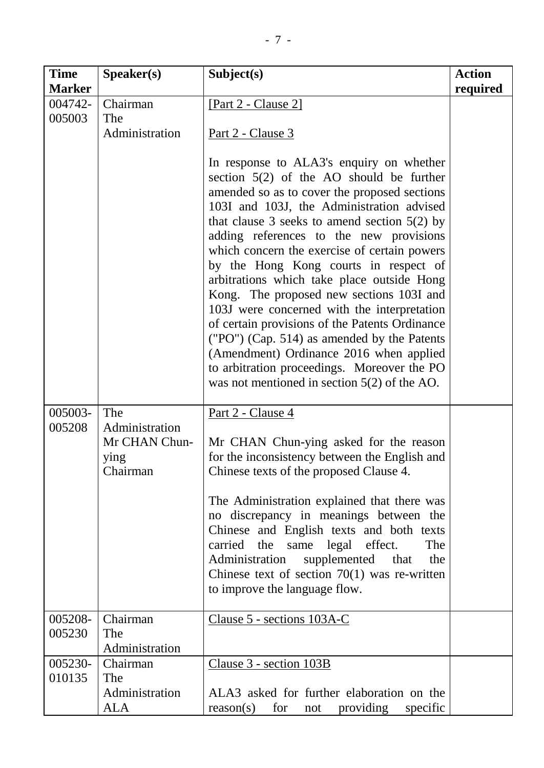| Time Marker | Speaker(s) | Subject(s) | Action required |
|---|---|---|---|
| 004742-005003 | Chairman<br>The Administration | [Part 2 - Clause 2]<br><br>Part 2 - Clause 3<br><br>In response to ALA3's enquiry on whether section 5(2) of the AO should be further amended so as to cover the proposed sections 103I and 103J, the Administration advised that clause 3 seeks to amend section 5(2) by adding references to the new provisions which concern the exercise of certain powers by the Hong Kong courts in respect of arbitrations which take place outside Hong Kong. The proposed new sections 103I and 103J were concerned with the interpretation of certain provisions of the Patents Ordinance ("PO") (Cap. 514) as amended by the Patents (Amendment) Ordinance 2016 when applied to arbitration proceedings. Moreover the PO was not mentioned in section 5(2) of the AO. | |
| 005003-005208 | The Administration<br>Mr CHAN Chun-ying<br>Chairman | Part 2 - Clause 4<br><br>Mr CHAN Chun-ying asked for the reason for the inconsistency between the English and Chinese texts of the proposed Clause 4.<br><br>The Administration explained that there was no discrepancy in meanings between the Chinese and English texts and both texts carried the same legal effect. The Administration supplemented that the Chinese text of section 70(1) was re-written to improve the language flow. | |
| 005208-005230 | Chairman<br>The Administration | Clause 5 - sections 103A-C | |
| 005230-010135 | Chairman<br>The Administration<br>ALA | Clause 3 - section 103B<br><br>ALA3 asked for further elaboration on the reason(s) for not providing specific | |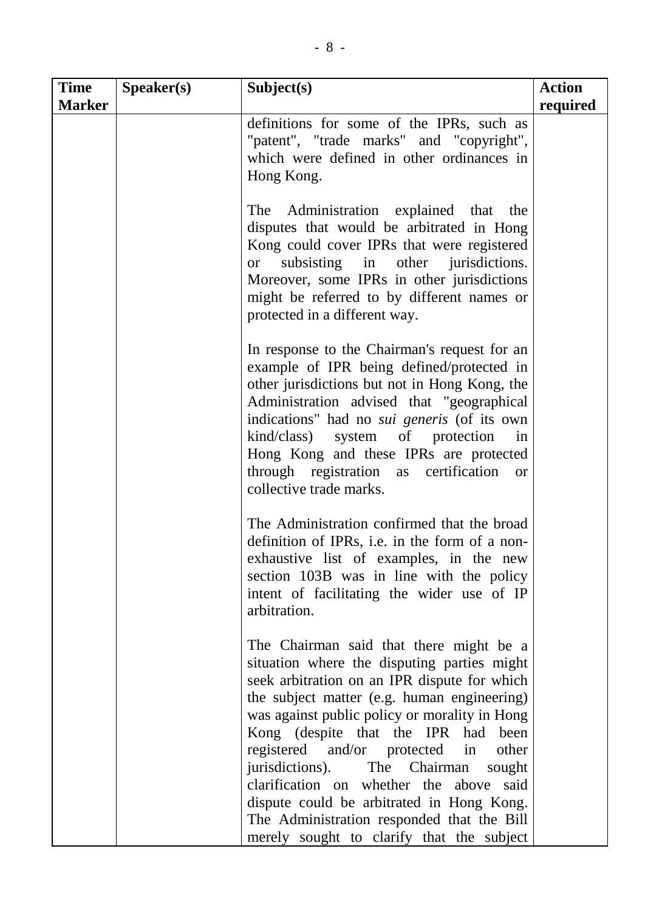| Time Marker | Speaker(s) | Subject(s) | Action required |
|---|---|---|---|
| | | definitions for some of the IPRs, such as "patent", "trade marks" and "copyright", which were defined in other ordinances in Hong Kong.<br><br>The Administration explained that the disputes that would be arbitrated in Hong Kong could cover IPRs that were registered or subsisting in other jurisdictions. Moreover, some IPRs in other jurisdictions might be referred to by different names or protected in a different way.<br><br>In response to the Chairman's request for an example of IPR being defined/protected in other jurisdictions but not in Hong Kong, the Administration advised that "geographical indications" had no *sui generis* (of its own kind/class) system of protection in Hong Kong and these IPRs are protected through registration as certification or collective trade marks.<br><br>The Administration confirmed that the broad definition of IPRs, i.e. in the form of a non-exhaustive list of examples, in the new section 103B was in line with the policy intent of facilitating the wider use of IP arbitration.<br><br>The Chairman said that there might be a situation where the disputing parties might seek arbitration on an IPR dispute for which the subject matter (e.g. human engineering) was against public policy or morality in Hong Kong (despite that the IPR had been registered and/or protected in other jurisdictions). The Chairman sought clarification on whether the above said dispute could be arbitrated in Hong Kong. The Administration responded that the Bill merely sought to clarify that the subject | |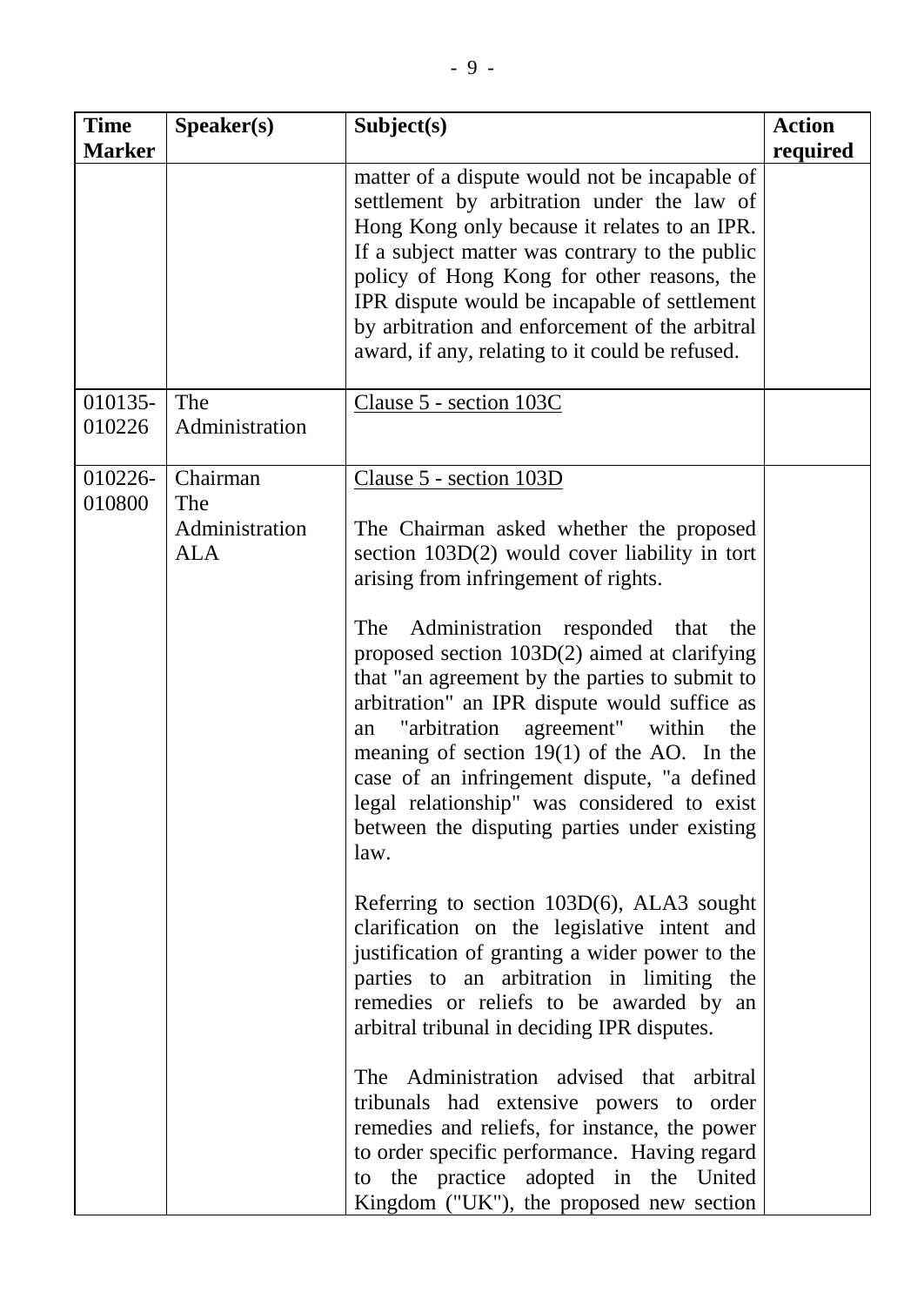| Time Marker | Speaker(s) | Subject(s) | Action required |
|---|---|---|---|
| | | matter of a dispute would not be incapable of settlement by arbitration under the law of Hong Kong only because it relates to an IPR. If a subject matter was contrary to the public policy of Hong Kong for other reasons, the IPR dispute would be incapable of settlement by arbitration and enforcement of the arbitral award, if any, relating to it could be refused. | |
| 010135-010226 | The Administration | Clause 5 - section 103C | |
| 010226-010800 | Chairman<br>The Administration<br>ALA | Clause 5 - section 103D<br><br>The Chairman asked whether the proposed section 103D(2) would cover liability in tort arising from infringement of rights.<br><br>The Administration responded that the proposed section 103D(2) aimed at clarifying that "an agreement by the parties to submit to arbitration" an IPR dispute would suffice as an "arbitration agreement" within the meaning of section 19(1) of the AO. In the case of an infringement dispute, "a defined legal relationship" was considered to exist between the disputing parties under existing law.<br><br>Referring to section 103D(6), ALA3 sought clarification on the legislative intent and justification of granting a wider power to the parties to an arbitration in limiting the remedies or reliefs to be awarded by an arbitral tribunal in deciding IPR disputes.<br><br>The Administration advised that arbitral tribunals had extensive powers to order remedies and reliefs, for instance, the power to order specific performance. Having regard to the practice adopted in the United Kingdom ("UK"), the proposed new section | |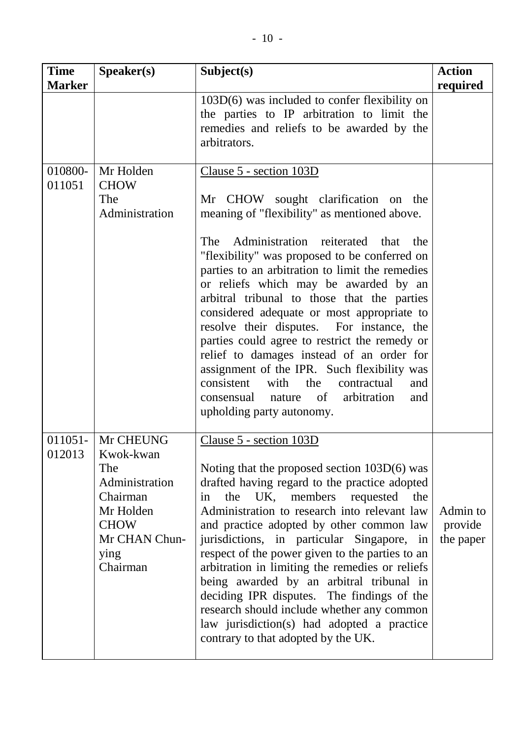| Time Marker | Speaker(s) | Subject(s) | Action required |
|---|---|---|---|
| | | 103D(6) was included to confer flexibility on the parties to IP arbitration to limit the remedies and reliefs to be awarded by the arbitrators. | |
| 010800-011051 | Mr Holden CHOW<br>The Administration | Clause 5 - section 103D<br><br>Mr CHOW sought clarification on the meaning of "flexibility" as mentioned above.<br><br>The Administration reiterated that the "flexibility" was proposed to be conferred on parties to an arbitration to limit the remedies or reliefs which may be awarded by an arbitral tribunal to those that the parties considered adequate or most appropriate to resolve their disputes. For instance, the parties could agree to restrict the remedy or relief to damages instead of an order for assignment of the IPR. Such flexibility was consistent with the contractual and consensual nature of arbitration and upholding party autonomy. | |
| 011051-012013 | Mr CHEUNG Kwok-kwan<br>The Administration<br>Chairman<br>Mr Holden CHOW<br>Mr CHAN Chun-ying<br>Chairman | Clause 5 - section 103D<br><br>Noting that the proposed section 103D(6) was drafted having regard to the practice adopted in the UK, members requested the Administration to research into relevant law and practice adopted by other common law jurisdictions, in particular Singapore, in respect of the power given to the parties to an arbitration in limiting the remedies or reliefs being awarded by an arbitral tribunal in deciding IPR disputes. The findings of the research should include whether any common law jurisdiction(s) had adopted a practice contrary to that adopted by the UK. | Admin to provide the paper |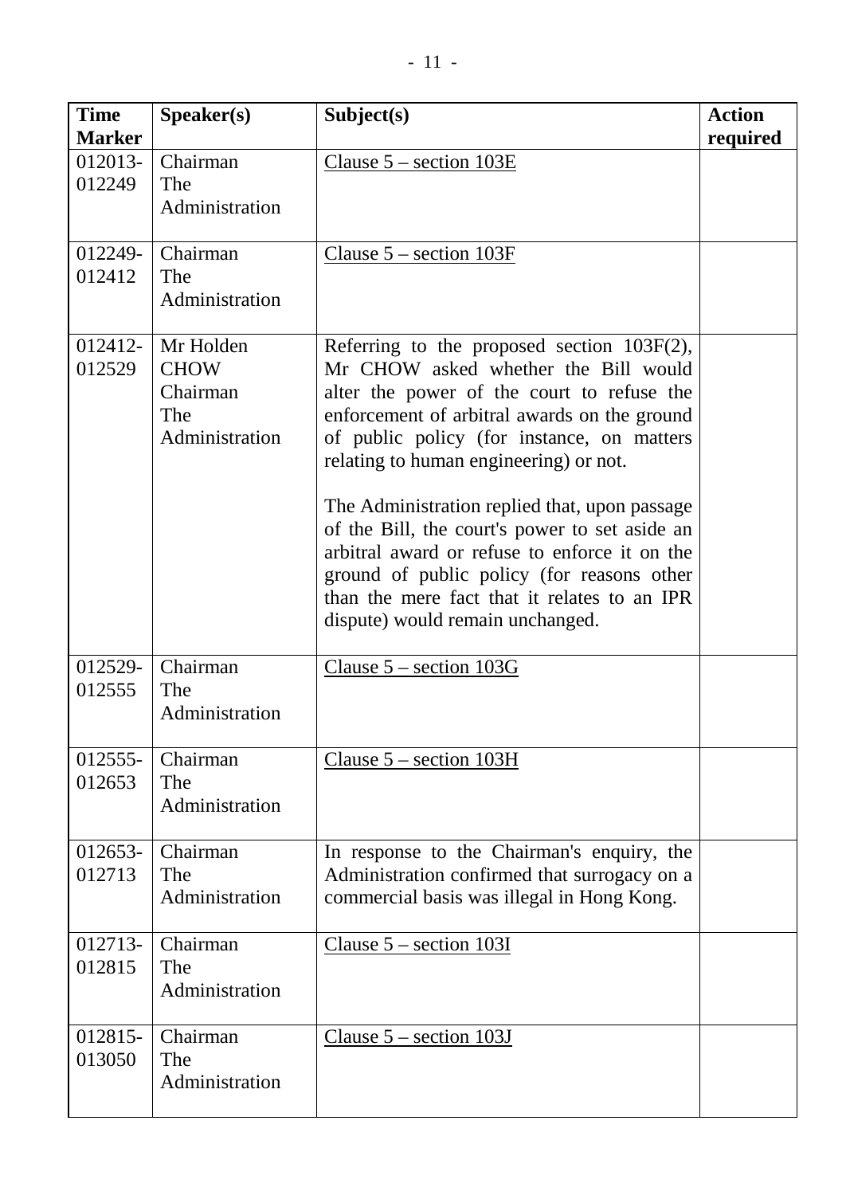| Time Marker | Speaker(s) | Subject(s) | Action required |
|---|---|---|---|
| 012013-012249 | Chairman<br>The Administration | Clause 5 – section 103E | |
| 012249-012412 | Chairman<br>The Administration | Clause 5 – section 103F | |
| 012412-012529 | Mr Holden CHOW<br>Chairman<br>The Administration | Referring to the proposed section 103F(2), Mr CHOW asked whether the Bill would alter the power of the court to refuse the enforcement of arbitral awards on the ground of public policy (for instance, on matters relating to human engineering) or not.<br><br>The Administration replied that, upon passage of the Bill, the court's power to set aside an arbitral award or refuse to enforce it on the ground of public policy (for reasons other than the mere fact that it relates to an IPR dispute) would remain unchanged. | |
| 012529-012555 | Chairman<br>The Administration | Clause 5 – section 103G | |
| 012555-012653 | Chairman<br>The Administration | Clause 5 – section 103H | |
| 012653-012713 | Chairman<br>The Administration | In response to the Chairman's enquiry, the Administration confirmed that surrogacy on a commercial basis was illegal in Hong Kong. | |
| 012713-012815 | Chairman<br>The Administration | Clause 5 – section 103I | |
| 012815-013050 | Chairman<br>The Administration | Clause 5 – section 103J | |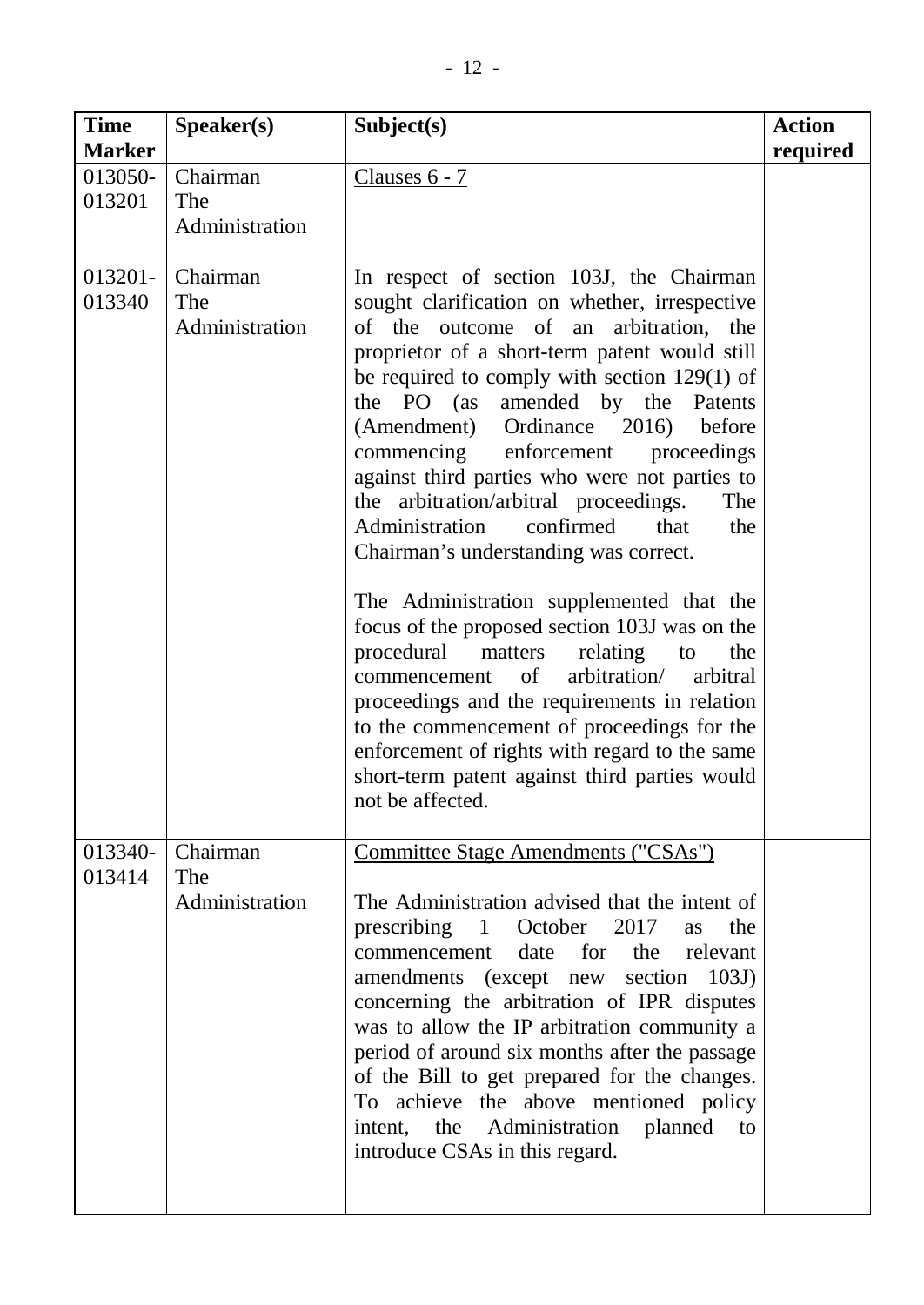| Time Marker | Speaker(s) | Subject(s) | Action required |
|---|---|---|---|
| 013050-013201 | Chairman<br>The Administration | Clauses 6 - 7 | |
| 013201-013340 | Chairman<br>The Administration | In respect of section 103J, the Chairman sought clarification on whether, irrespective of the outcome of an arbitration, the proprietor of a short-term patent would still be required to comply with section 129(1) of the PO (as amended by the Patents (Amendment) Ordinance 2016) before commencing enforcement proceedings against third parties who were not parties to the arbitration/arbitral proceedings. The Administration confirmed that the Chairman's understanding was correct.<br><br>The Administration supplemented that the focus of the proposed section 103J was on the procedural matters relating to the commencement of arbitration/ arbitral proceedings and the requirements in relation to the commencement of proceedings for the enforcement of rights with regard to the same short-term patent against third parties would not be affected. | |
| 013340-013414 | Chairman<br>The Administration | Committee Stage Amendments ("CSAs")<br><br>The Administration advised that the intent of prescribing 1 October 2017 as the commencement date for the relevant amendments (except new section 103J) concerning the arbitration of IPR disputes was to allow the IP arbitration community a period of around six months after the passage of the Bill to get prepared for the changes. To achieve the above mentioned policy intent, the Administration planned to introduce CSAs in this regard. | |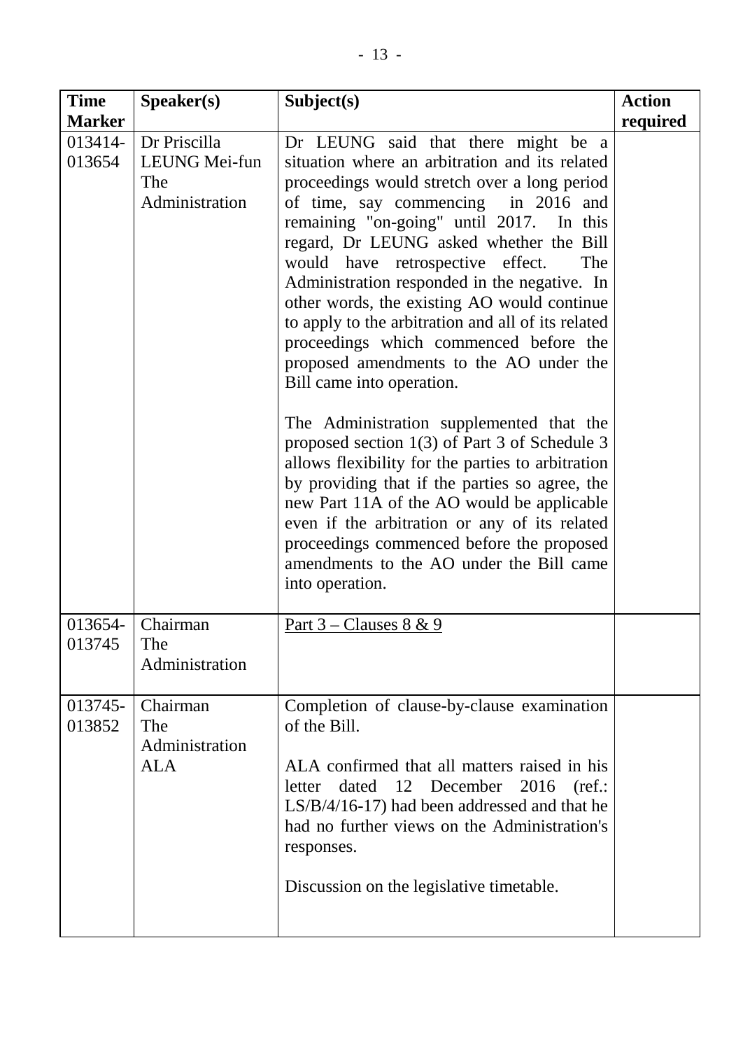| Time Marker | Speaker(s) | Subject(s) | Action required |
|---|---|---|---|
| 013414-013654 | Dr Priscilla LEUNG Mei-fun<br>The Administration | Dr LEUNG said that there might be a situation where an arbitration and its related proceedings would stretch over a long period of time, say commencing in 2016 and remaining "on-going" until 2017. In this regard, Dr LEUNG asked whether the Bill would have retrospective effect. The Administration responded in the negative. In other words, the existing AO would continue to apply to the arbitration and all of its related proceedings which commenced before the proposed amendments to the AO under the Bill came into operation.<br><br>The Administration supplemented that the proposed section 1(3) of Part 3 of Schedule 3 allows flexibility for the parties to arbitration by providing that if the parties so agree, the new Part 11A of the AO would be applicable even if the arbitration or any of its related proceedings commenced before the proposed amendments to the AO under the Bill came into operation. | |
| 013654-013745 | Chairman<br>The Administration | <u>Part 3 – Clauses 8 & 9</u> | |
| 013745-013852 | Chairman<br>The Administration<br>ALA | Completion of clause-by-clause examination of the Bill.<br><br>ALA confirmed that all matters raised in his letter dated 12 December 2016 (ref.: LS/B/4/16-17) had been addressed and that he had no further views on the Administration's responses.<br><br>Discussion on the legislative timetable. | |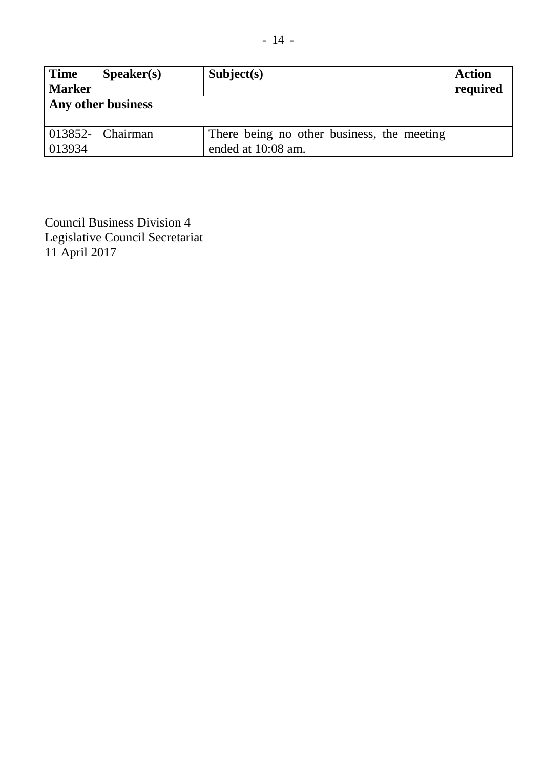| Time Marker | Speaker(s) | Subject(s) | Action required |
|---|---|---|---|
| **Any other business** | | | |
| 013852-013934 | Chairman | There being no other business, the meeting ended at 10:08 am. | |

Council Business Division 4
Legislative Council Secretariat
11 April 2017